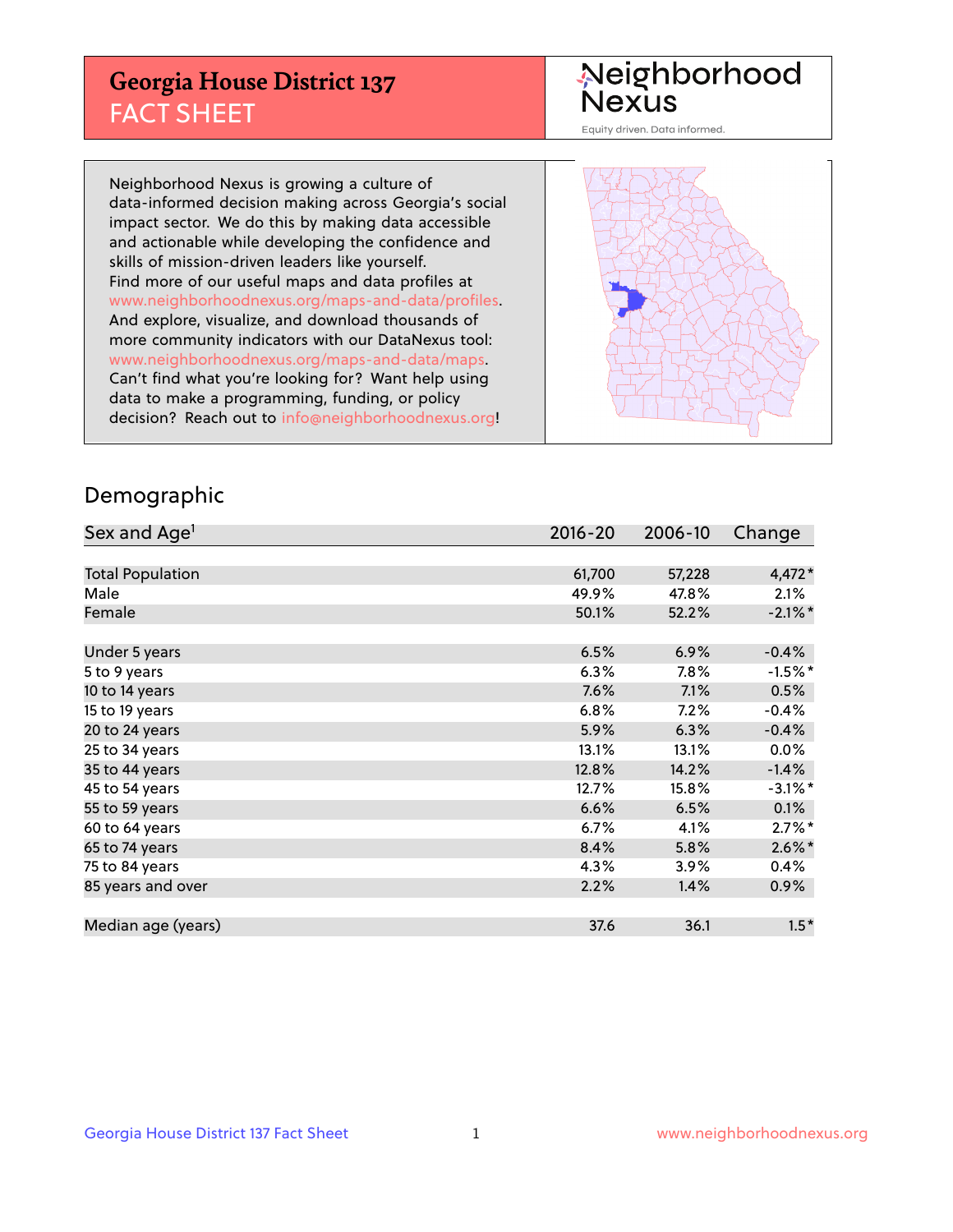# Georgia House District 137
## FACT SHEET

Neighborhood Nexus

Equity driven. Data informed.

Neighborhood Nexus is growing a culture of data-informed decision making across Georgia's social impact sector. We do this by making data accessible and actionable while developing the confidence and skills of mission-driven leaders like yourself. Find more of our useful maps and data profiles at www.neighborhoodnexus.org/maps-and-data/profiles. And explore, visualize, and download thousands of more community indicators with our DataNexus tool: www.neighborhoodnexus.org/maps-and-data/maps. Can't find what you're looking for? Want help using data to make a programming, funding, or policy decision? Reach out to info@neighborhoodnexus.org!

## Demographic

| Sex and Age[1] | 2016-20 | 2006-10 | Change |
|---|---|---|---|
| Total Population | 61,700 | 57,228 | 4,472* |
| Male | 49.9% | 47.8% | 2.1% |
| Female | 50.1% | 52.2% | -2.1%* |
| | | | |
| Under 5 years | 6.5% | 6.9% | -0.4% |
| 5 to 9 years | 6.3% | 7.8% | -1.5%* |
| 10 to 14 years | 7.6% | 7.1% | 0.5% |
| 15 to 19 years | 6.8% | 7.2% | -0.4% |
| 20 to 24 years | 5.9% | 6.3% | -0.4% |
| 25 to 34 years | 13.1% | 13.1% | 0.0% |
| 35 to 44 years | 12.8% | 14.2% | -1.4% |
| 45 to 54 years | 12.7% | 15.8% | -3.1%* |
| 55 to 59 years | 6.6% | 6.5% | 0.1% |
| 60 to 64 years | 6.7% | 4.1% | 2.7%* |
| 65 to 74 years | 8.4% | 5.8% | 2.6%* |
| 75 to 84 years | 4.3% | 3.9% | 0.4% |
| 85 years and over | 2.2% | 1.4% | 0.9% |
| | | | |
| Median age (years) | 37.6 | 36.1 | 1.5* |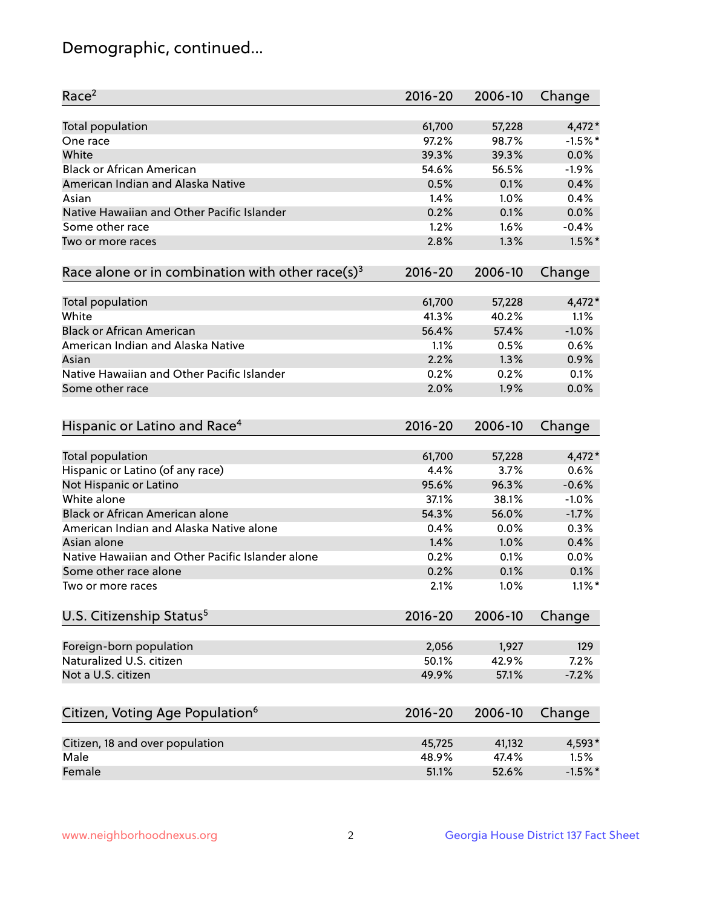# Demographic, continued...

| Race[2] | 2016-20 | 2006-10 | Change |
|---|---|---|---|
| Total population | 61,700 | 57,228 | 4,472* |
| One race | 97.2% | 98.7% | -1.5%* |
| White | 39.3% | 39.3% | 0.0% |
| Black or African American | 54.6% | 56.5% | -1.9% |
| American Indian and Alaska Native | 0.5% | 0.1% | 0.4% |
| Asian | 1.4% | 1.0% | 0.4% |
| Native Hawaiian and Other Pacific Islander | 0.2% | 0.1% | 0.0% |
| Some other race | 1.2% | 1.6% | -0.4% |
| Two or more races | 2.8% | 1.3% | 1.5%* |

| Race alone or in combination with other race(s)[3] | 2016-20 | 2006-10 | Change |
|---|---|---|---|
| Total population | 61,700 | 57,228 | 4,472* |
| White | 41.3% | 40.2% | 1.1% |
| Black or African American | 56.4% | 57.4% | -1.0% |
| American Indian and Alaska Native | 1.1% | 0.5% | 0.6% |
| Asian | 2.2% | 1.3% | 0.9% |
| Native Hawaiian and Other Pacific Islander | 0.2% | 0.2% | 0.1% |
| Some other race | 2.0% | 1.9% | 0.0% |

| Hispanic or Latino and Race[4] | 2016-20 | 2006-10 | Change |
|---|---|---|---|
| Total population | 61,700 | 57,228 | 4,472* |
| Hispanic or Latino (of any race) | 4.4% | 3.7% | 0.6% |
| Not Hispanic or Latino | 95.6% | 96.3% | -0.6% |
| White alone | 37.1% | 38.1% | -1.0% |
| Black or African American alone | 54.3% | 56.0% | -1.7% |
| American Indian and Alaska Native alone | 0.4% | 0.0% | 0.3% |
| Asian alone | 1.4% | 1.0% | 0.4% |
| Native Hawaiian and Other Pacific Islander alone | 0.2% | 0.1% | 0.0% |
| Some other race alone | 0.2% | 0.1% | 0.1% |
| Two or more races | 2.1% | 1.0% | 1.1%* |

| U.S. Citizenship Status[5] | 2016-20 | 2006-10 | Change |
|---|---|---|---|
| Foreign-born population | 2,056 | 1,927 | 129 |
| Naturalized U.S. citizen | 50.1% | 42.9% | 7.2% |
| Not a U.S. citizen | 49.9% | 57.1% | -7.2% |

| Citizen, Voting Age Population[6] | 2016-20 | 2006-10 | Change |
|---|---|---|---|
| Citizen, 18 and over population | 45,725 | 41,132 | 4,593* |
| Male | 48.9% | 47.4% | 1.5% |
| Female | 51.1% | 52.6% | -1.5%* |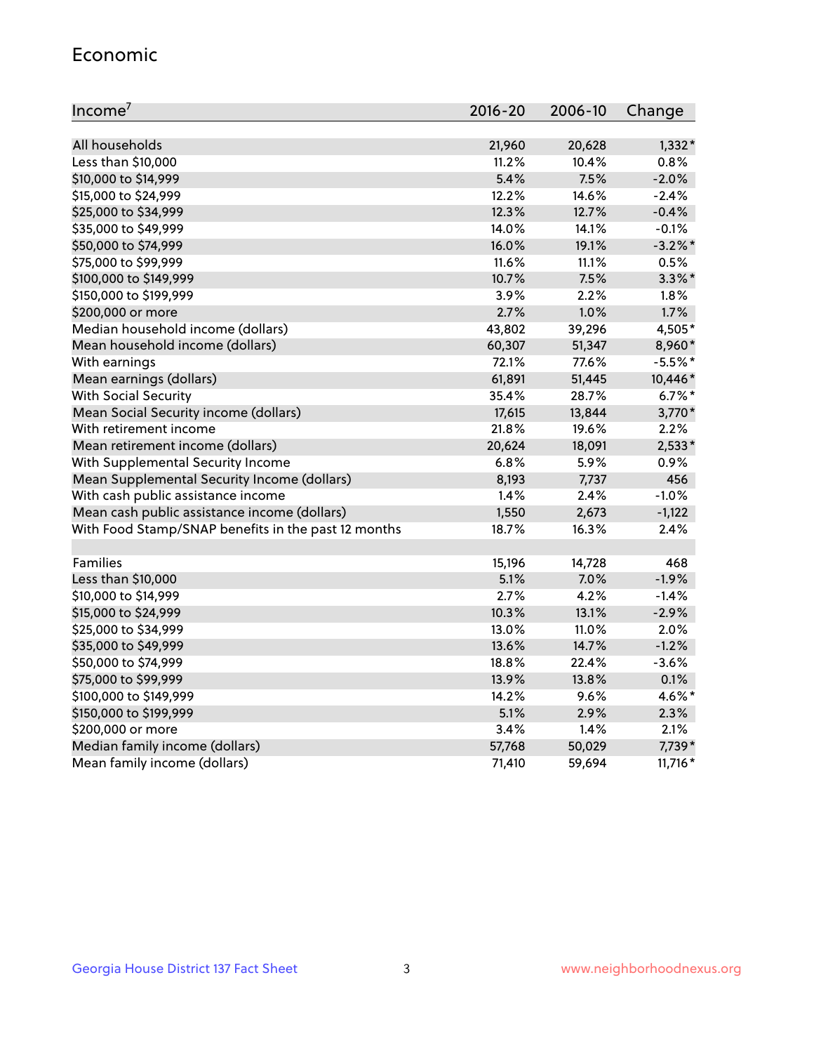## Economic

| Income[7] | 2016-20 | 2006-10 | Change |
|---|---|---|---|
| All households | 21,960 | 20,628 | 1,332* |
| Less than $10,000 | 11.2% | 10.4% | 0.8% |
| $10,000 to $14,999 | 5.4% | 7.5% | -2.0% |
| $15,000 to $24,999 | 12.2% | 14.6% | -2.4% |
| $25,000 to $34,999 | 12.3% | 12.7% | -0.4% |
| $35,000 to $49,999 | 14.0% | 14.1% | -0.1% |
| $50,000 to $74,999 | 16.0% | 19.1% | -3.2%* |
| $75,000 to $99,999 | 11.6% | 11.1% | 0.5% |
| $100,000 to $149,999 | 10.7% | 7.5% | 3.3%* |
| $150,000 to $199,999 | 3.9% | 2.2% | 1.8% |
| $200,000 or more | 2.7% | 1.0% | 1.7% |
| Median household income (dollars) | 43,802 | 39,296 | 4,505* |
| Mean household income (dollars) | 60,307 | 51,347 | 8,960* |
| With earnings | 72.1% | 77.6% | -5.5%* |
| Mean earnings (dollars) | 61,891 | 51,445 | 10,446* |
| With Social Security | 35.4% | 28.7% | 6.7%* |
| Mean Social Security income (dollars) | 17,615 | 13,844 | 3,770* |
| With retirement income | 21.8% | 19.6% | 2.2% |
| Mean retirement income (dollars) | 20,624 | 18,091 | 2,533* |
| With Supplemental Security Income | 6.8% | 5.9% | 0.9% |
| Mean Supplemental Security Income (dollars) | 8,193 | 7,737 | 456 |
| With cash public assistance income | 1.4% | 2.4% | -1.0% |
| Mean cash public assistance income (dollars) | 1,550 | 2,673 | -1,122 |
| With Food Stamp/SNAP benefits in the past 12 months | 18.7% | 16.3% | 2.4% |
| | | | |
| Families | 15,196 | 14,728 | 468 |
| Less than $10,000 | 5.1% | 7.0% | -1.9% |
| $10,000 to $14,999 | 2.7% | 4.2% | -1.4% |
| $15,000 to $24,999 | 10.3% | 13.1% | -2.9% |
| $25,000 to $34,999 | 13.0% | 11.0% | 2.0% |
| $35,000 to $49,999 | 13.6% | 14.7% | -1.2% |
| $50,000 to $74,999 | 18.8% | 22.4% | -3.6% |
| $75,000 to $99,999 | 13.9% | 13.8% | 0.1% |
| $100,000 to $149,999 | 14.2% | 9.6% | 4.6%* |
| $150,000 to $199,999 | 5.1% | 2.9% | 2.3% |
| $200,000 or more | 3.4% | 1.4% | 2.1% |
| Median family income (dollars) | 57,768 | 50,029 | 7,739* |
| Mean family income (dollars) | 71,410 | 59,694 | 11,716* |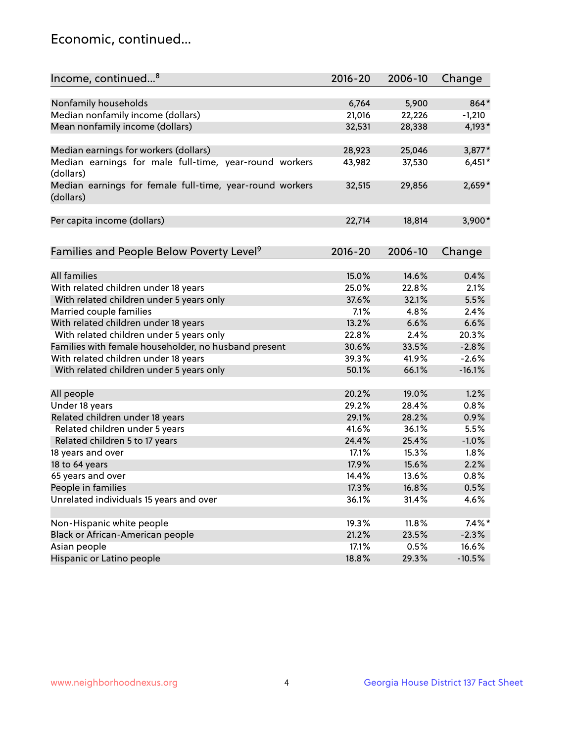## Economic, continued...

| Income, continued...[8] | 2016-20 | 2006-10 | Change |
|---|---|---|---|
| Nonfamily households | 6,764 | 5,900 | 864* |
| Median nonfamily income (dollars) | 21,016 | 22,226 | -1,210 |
| Mean nonfamily income (dollars) | 32,531 | 28,338 | 4,193* |
| Median earnings for workers (dollars) | 28,923 | 25,046 | 3,877* |
| Median earnings for male full-time, year-round workers (dollars) | 43,982 | 37,530 | 6,451* |
| Median earnings for female full-time, year-round workers (dollars) | 32,515 | 29,856 | 2,659* |
| Per capita income (dollars) | 22,714 | 18,814 | 3,900* |

| Families and People Below Poverty Level[9] | 2016-20 | 2006-10 | Change |
|---|---|---|---|
| All families | 15.0% | 14.6% | 0.4% |
| With related children under 18 years | 25.0% | 22.8% | 2.1% |
| With related children under 5 years only | 37.6% | 32.1% | 5.5% |
| Married couple families | 7.1% | 4.8% | 2.4% |
| With related children under 18 years | 13.2% | 6.6% | 6.6% |
| With related children under 5 years only | 22.8% | 2.4% | 20.3% |
| Families with female householder, no husband present | 30.6% | 33.5% | -2.8% |
| With related children under 18 years | 39.3% | 41.9% | -2.6% |
| With related children under 5 years only | 50.1% | 66.1% | -16.1% |
| All people | 20.2% | 19.0% | 1.2% |
| Under 18 years | 29.2% | 28.4% | 0.8% |
| Related children under 18 years | 29.1% | 28.2% | 0.9% |
| Related children under 5 years | 41.6% | 36.1% | 5.5% |
| Related children 5 to 17 years | 24.4% | 25.4% | -1.0% |
| 18 years and over | 17.1% | 15.3% | 1.8% |
| 18 to 64 years | 17.9% | 15.6% | 2.2% |
| 65 years and over | 14.4% | 13.6% | 0.8% |
| People in families | 17.3% | 16.8% | 0.5% |
| Unrelated individuals 15 years and over | 36.1% | 31.4% | 4.6% |
| Non-Hispanic white people | 19.3% | 11.8% | 7.4%* |
| Black or African-American people | 21.2% | 23.5% | -2.3% |
| Asian people | 17.1% | 0.5% | 16.6% |
| Hispanic or Latino people | 18.8% | 29.3% | -10.5% |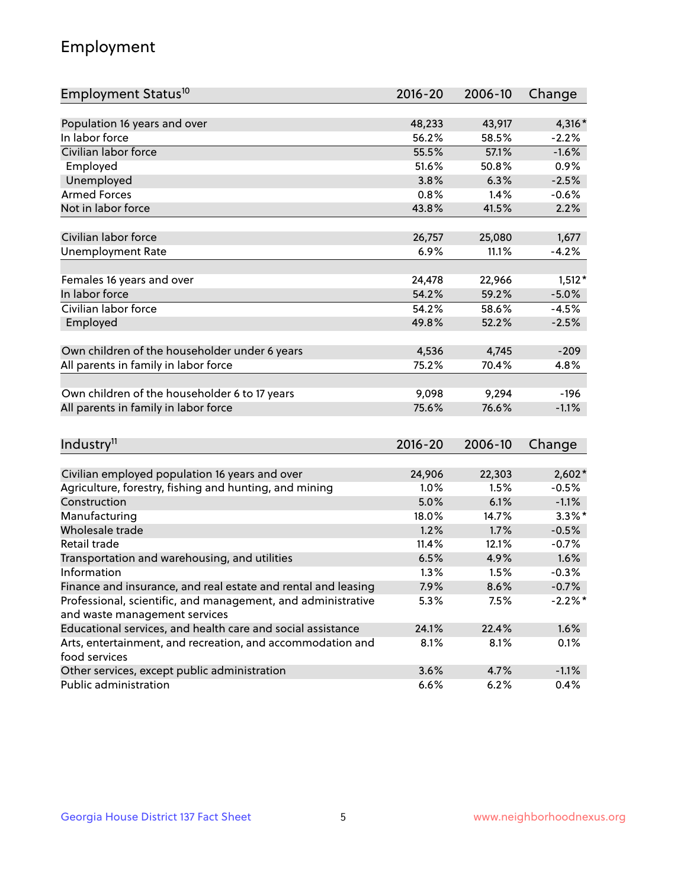# Employment

| Employment Status[10] | 2016-20 | 2006-10 | Change |
|---|---|---|---|
| Population 16 years and over | 48,233 | 43,917 | 4,316* |
| In labor force | 56.2% | 58.5% | -2.2% |
| Civilian labor force | 55.5% | 57.1% | -1.6% |
| Employed | 51.6% | 50.8% | 0.9% |
| Unemployed | 3.8% | 6.3% | -2.5% |
| Armed Forces | 0.8% | 1.4% | -0.6% |
| Not in labor force | 43.8% | 41.5% | 2.2% |
| | | | |
| Civilian labor force | 26,757 | 25,080 | 1,677 |
| Unemployment Rate | 6.9% | 11.1% | -4.2% |
| | | | |
| Females 16 years and over | 24,478 | 22,966 | 1,512* |
| In labor force | 54.2% | 59.2% | -5.0% |
| Civilian labor force | 54.2% | 58.6% | -4.5% |
| Employed | 49.8% | 52.2% | -2.5% |
| | | | |
| Own children of the householder under 6 years | 4,536 | 4,745 | -209 |
| All parents in family in labor force | 75.2% | 70.4% | 4.8% |
| | | | |
| Own children of the householder 6 to 17 years | 9,098 | 9,294 | -196 |
| All parents in family in labor force | 75.6% | 76.6% | -1.1% |

| Industry[11] | 2016-20 | 2006-10 | Change |
|---|---|---|---|
| Civilian employed population 16 years and over | 24,906 | 22,303 | 2,602* |
| Agriculture, forestry, fishing and hunting, and mining | 1.0% | 1.5% | -0.5% |
| Construction | 5.0% | 6.1% | -1.1% |
| Manufacturing | 18.0% | 14.7% | 3.3%* |
| Wholesale trade | 1.2% | 1.7% | -0.5% |
| Retail trade | 11.4% | 12.1% | -0.7% |
| Transportation and warehousing, and utilities | 6.5% | 4.9% | 1.6% |
| Information | 1.3% | 1.5% | -0.3% |
| Finance and insurance, and real estate and rental and leasing | 7.9% | 8.6% | -0.7% |
| Professional, scientific, and management, and administrative and waste management services | 5.3% | 7.5% | -2.2%* |
| Educational services, and health care and social assistance | 24.1% | 22.4% | 1.6% |
| Arts, entertainment, and recreation, and accommodation and food services | 8.1% | 8.1% | 0.1% |
| Other services, except public administration | 3.6% | 4.7% | -1.1% |
| Public administration | 6.6% | 6.2% | 0.4% |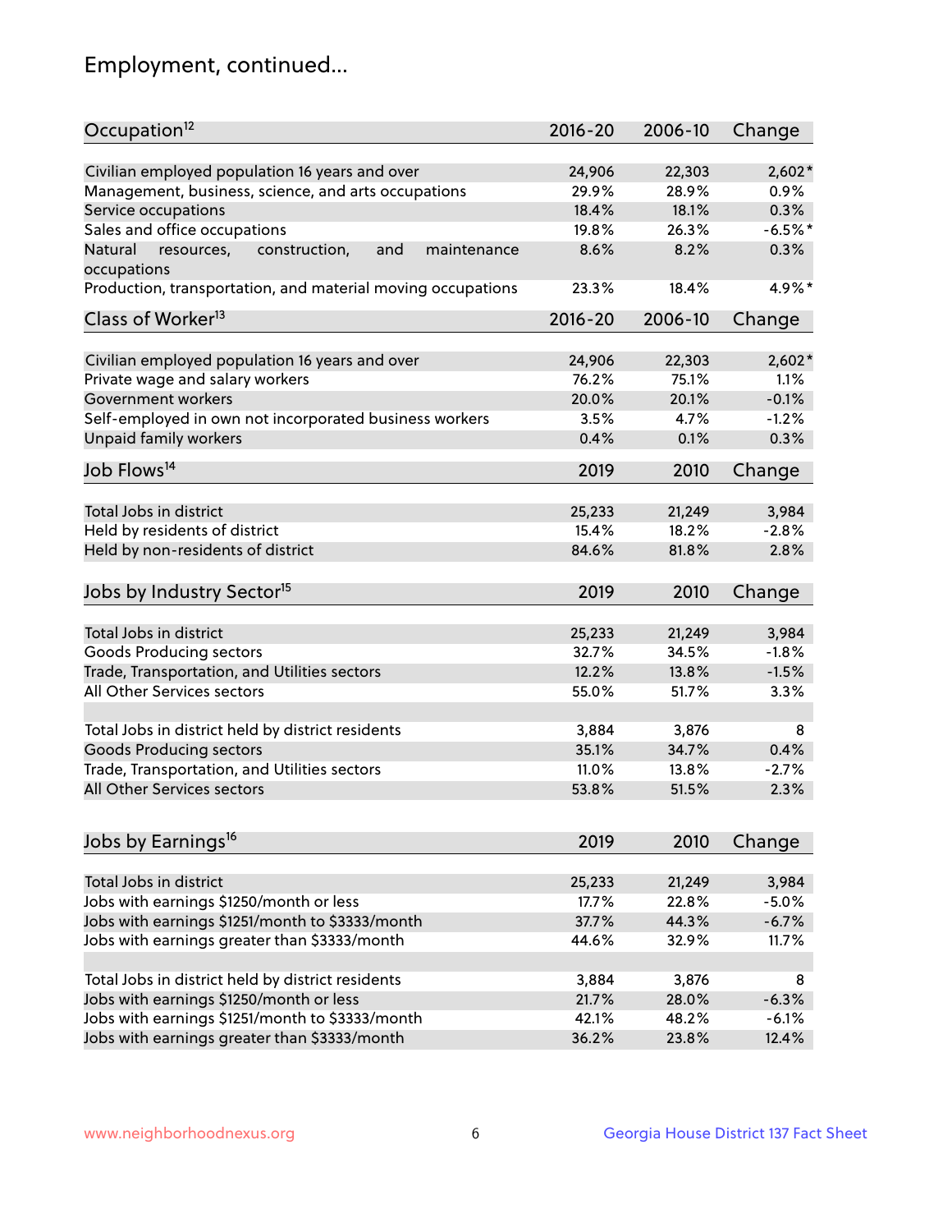# Employment, continued...

| Occupation[12] | 2016-20 | 2006-10 | Change |
|---|---|---|---|
| Civilian employed population 16 years and over | 24,906 | 22,303 | 2,602* |
| Management, business, science, and arts occupations | 29.9% | 28.9% | 0.9% |
| Service occupations | 18.4% | 18.1% | 0.3% |
| Sales and office occupations | 19.8% | 26.3% | -6.5%* |
| Natural resources, construction, and maintenance occupations | 8.6% | 8.2% | 0.3% |
| Production, transportation, and material moving occupations | 23.3% | 18.4% | 4.9%* |

| Class of Worker[13] | 2016-20 | 2006-10 | Change |
|---|---|---|---|
| Civilian employed population 16 years and over | 24,906 | 22,303 | 2,602* |
| Private wage and salary workers | 76.2% | 75.1% | 1.1% |
| Government workers | 20.0% | 20.1% | -0.1% |
| Self-employed in own not incorporated business workers | 3.5% | 4.7% | -1.2% |
| Unpaid family workers | 0.4% | 0.1% | 0.3% |

| Job Flows[14] | 2019 | 2010 | Change |
|---|---|---|---|
| Total Jobs in district | 25,233 | 21,249 | 3,984 |
| Held by residents of district | 15.4% | 18.2% | -2.8% |
| Held by non-residents of district | 84.6% | 81.8% | 2.8% |

| Jobs by Industry Sector[15] | 2019 | 2010 | Change |
|---|---|---|---|
| Total Jobs in district | 25,233 | 21,249 | 3,984 |
| Goods Producing sectors | 32.7% | 34.5% | -1.8% |
| Trade, Transportation, and Utilities sectors | 12.2% | 13.8% | -1.5% |
| All Other Services sectors | 55.0% | 51.7% | 3.3% |
| | | | |
| Total Jobs in district held by district residents | 3,884 | 3,876 | 8 |
| Goods Producing sectors | 35.1% | 34.7% | 0.4% |
| Trade, Transportation, and Utilities sectors | 11.0% | 13.8% | -2.7% |
| All Other Services sectors | 53.8% | 51.5% | 2.3% |

| Jobs by Earnings[16] | 2019 | 2010 | Change |
|---|---|---|---|
| Total Jobs in district | 25,233 | 21,249 | 3,984 |
| Jobs with earnings $1250/month or less | 17.7% | 22.8% | -5.0% |
| Jobs with earnings $1251/month to $3333/month | 37.7% | 44.3% | -6.7% |
| Jobs with earnings greater than $3333/month | 44.6% | 32.9% | 11.7% |
| | | | |
| Total Jobs in district held by district residents | 3,884 | 3,876 | 8 |
| Jobs with earnings $1250/month or less | 21.7% | 28.0% | -6.3% |
| Jobs with earnings $1251/month to $3333/month | 42.1% | 48.2% | -6.1% |
| Jobs with earnings greater than $3333/month | 36.2% | 23.8% | 12.4% |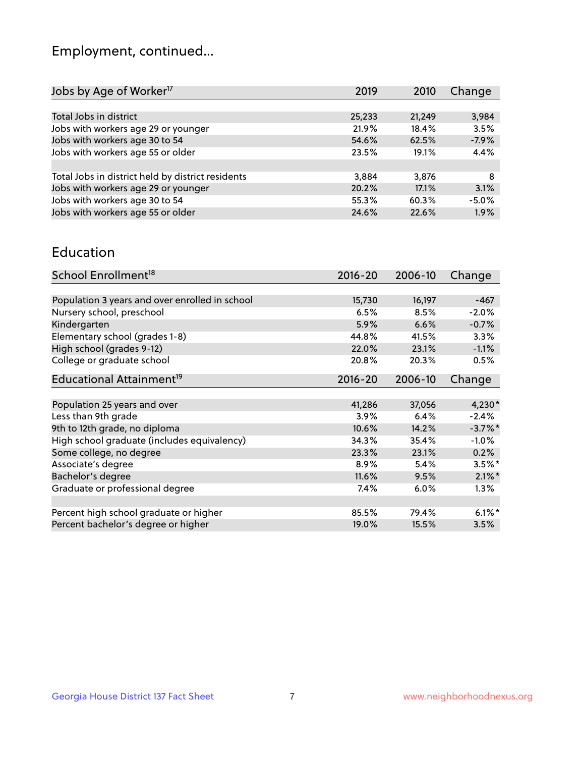## Employment, continued...

| Jobs by Age of Worker[17] | 2019 | 2010 | Change |
|---|---|---|---|
| Total Jobs in district | 25,233 | 21,249 | 3,984 |
| Jobs with workers age 29 or younger | 21.9% | 18.4% | 3.5% |
| Jobs with workers age 30 to 54 | 54.6% | 62.5% | -7.9% |
| Jobs with workers age 55 or older | 23.5% | 19.1% | 4.4% |
| | | | |
| Total Jobs in district held by district residents | 3,884 | 3,876 | 8 |
| Jobs with workers age 29 or younger | 20.2% | 17.1% | 3.1% |
| Jobs with workers age 30 to 54 | 55.3% | 60.3% | -5.0% |
| Jobs with workers age 55 or older | 24.6% | 22.6% | 1.9% |

## Education

| School Enrollment[18] | 2016-20 | 2006-10 | Change |
|---|---|---|---|
| Population 3 years and over enrolled in school | 15,730 | 16,197 | -467 |
| Nursery school, preschool | 6.5% | 8.5% | -2.0% |
| Kindergarten | 5.9% | 6.6% | -0.7% |
| Elementary school (grades 1-8) | 44.8% | 41.5% | 3.3% |
| High school (grades 9-12) | 22.0% | 23.1% | -1.1% |
| College or graduate school | 20.8% | 20.3% | 0.5% |

| Educational Attainment[19] | 2016-20 | 2006-10 | Change |
|---|---|---|---|
| Population 25 years and over | 41,286 | 37,056 | 4,230* |
| Less than 9th grade | 3.9% | 6.4% | -2.4% |
| 9th to 12th grade, no diploma | 10.6% | 14.2% | -3.7%* |
| High school graduate (includes equivalency) | 34.3% | 35.4% | -1.0% |
| Some college, no degree | 23.3% | 23.1% | 0.2% |
| Associate's degree | 8.9% | 5.4% | 3.5%* |
| Bachelor's degree | 11.6% | 9.5% | 2.1%* |
| Graduate or professional degree | 7.4% | 6.0% | 1.3% |
| | | | |
| Percent high school graduate or higher | 85.5% | 79.4% | 6.1%* |
| Percent bachelor's degree or higher | 19.0% | 15.5% | 3.5% |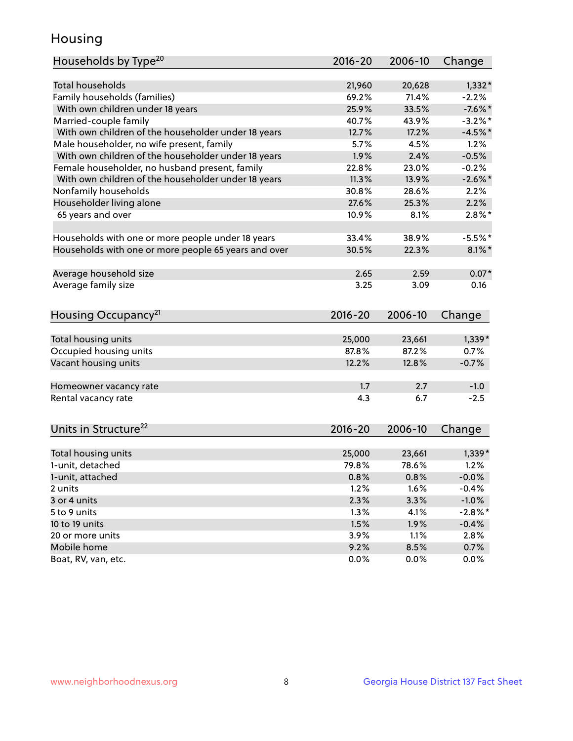# Housing

| Households by Type[20] | 2016-20 | 2006-10 | Change |
|---|---|---|---|
| Total households | 21,960 | 20,628 | 1,332* |
| Family households (families) | 69.2% | 71.4% | -2.2% |
| With own children under 18 years | 25.9% | 33.5% | -7.6%* |
| Married-couple family | 40.7% | 43.9% | -3.2%* |
| With own children of the householder under 18 years | 12.7% | 17.2% | -4.5%* |
| Male householder, no wife present, family | 5.7% | 4.5% | 1.2% |
| With own children of the householder under 18 years | 1.9% | 2.4% | -0.5% |
| Female householder, no husband present, family | 22.8% | 23.0% | -0.2% |
| With own children of the householder under 18 years | 11.3% | 13.9% | -2.6%* |
| Nonfamily households | 30.8% | 28.6% | 2.2% |
| Householder living alone | 27.6% | 25.3% | 2.2% |
| 65 years and over | 10.9% | 8.1% | 2.8%* |
| | | | |
| Households with one or more people under 18 years | 33.4% | 38.9% | -5.5%* |
| Households with one or more people 65 years and over | 30.5% | 22.3% | 8.1%* |
| | | | |
| Average household size | 2.65 | 2.59 | 0.07* |
| Average family size | 3.25 | 3.09 | 0.16 |

| Housing Occupancy[21] | 2016-20 | 2006-10 | Change |
|---|---|---|---|
| Total housing units | 25,000 | 23,661 | 1,339* |
| Occupied housing units | 87.8% | 87.2% | 0.7% |
| Vacant housing units | 12.2% | 12.8% | -0.7% |
| | | | |
| Homeowner vacancy rate | 1.7 | 2.7 | -1.0 |
| Rental vacancy rate | 4.3 | 6.7 | -2.5 |

| Units in Structure[22] | 2016-20 | 2006-10 | Change |
|---|---|---|---|
| Total housing units | 25,000 | 23,661 | 1,339* |
| 1-unit, detached | 79.8% | 78.6% | 1.2% |
| 1-unit, attached | 0.8% | 0.8% | -0.0% |
| 2 units | 1.2% | 1.6% | -0.4% |
| 3 or 4 units | 2.3% | 3.3% | -1.0% |
| 5 to 9 units | 1.3% | 4.1% | -2.8%* |
| 10 to 19 units | 1.5% | 1.9% | -0.4% |
| 20 or more units | 3.9% | 1.1% | 2.8% |
| Mobile home | 9.2% | 8.5% | 0.7% |
| Boat, RV, van, etc. | 0.0% | 0.0% | 0.0% |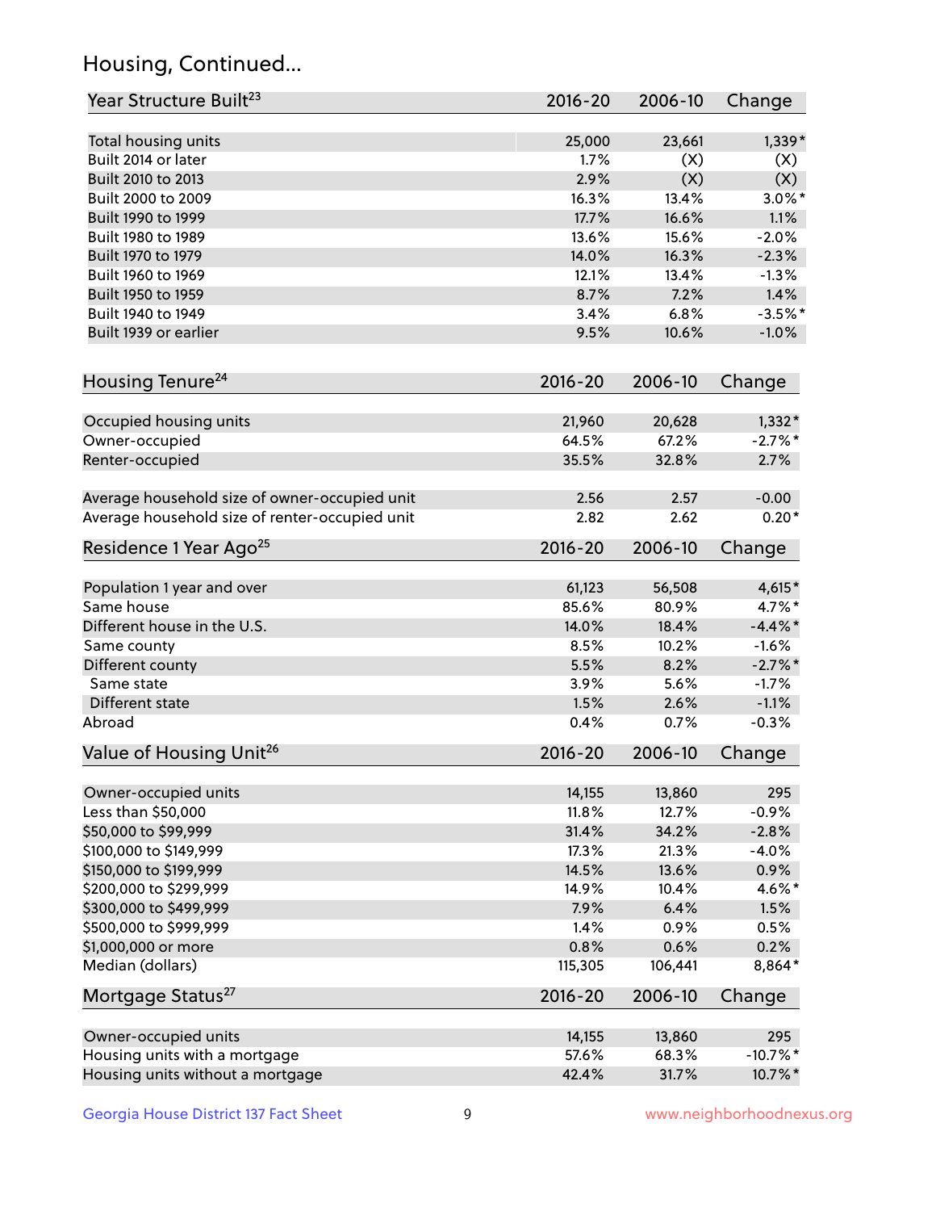## Housing, Continued...

| Year Structure Built[23] | 2016-20 | 2006-10 | Change |
|---|---|---|---|
| Total housing units | 25,000 | 23,661 | 1,339* |
| Built 2014 or later | 1.7% | (X) | (X) |
| Built 2010 to 2013 | 2.9% | (X) | (X) |
| Built 2000 to 2009 | 16.3% | 13.4% | 3.0%* |
| Built 1990 to 1999 | 17.7% | 16.6% | 1.1% |
| Built 1980 to 1989 | 13.6% | 15.6% | -2.0% |
| Built 1970 to 1979 | 14.0% | 16.3% | -2.3% |
| Built 1960 to 1969 | 12.1% | 13.4% | -1.3% |
| Built 1950 to 1959 | 8.7% | 7.2% | 1.4% |
| Built 1940 to 1949 | 3.4% | 6.8% | -3.5%* |
| Built 1939 or earlier | 9.5% | 10.6% | -1.0% |

| Housing Tenure[24] | 2016-20 | 2006-10 | Change |
|---|---|---|---|
| Occupied housing units | 21,960 | 20,628 | 1,332* |
| Owner-occupied | 64.5% | 67.2% | -2.7%* |
| Renter-occupied | 35.5% | 32.8% | 2.7% |
| Average household size of owner-occupied unit | 2.56 | 2.57 | -0.00 |
| Average household size of renter-occupied unit | 2.82 | 2.62 | 0.20* |

| Residence 1 Year Ago[25] | 2016-20 | 2006-10 | Change |
|---|---|---|---|
| Population 1 year and over | 61,123 | 56,508 | 4,615* |
| Same house | 85.6% | 80.9% | 4.7%* |
| Different house in the U.S. | 14.0% | 18.4% | -4.4%* |
| Same county | 8.5% | 10.2% | -1.6% |
| Different county | 5.5% | 8.2% | -2.7%* |
| Same state | 3.9% | 5.6% | -1.7% |
| Different state | 1.5% | 2.6% | -1.1% |
| Abroad | 0.4% | 0.7% | -0.3% |

| Value of Housing Unit[26] | 2016-20 | 2006-10 | Change |
|---|---|---|---|
| Owner-occupied units | 14,155 | 13,860 | 295 |
| Less than $50,000 | 11.8% | 12.7% | -0.9% |
| $50,000 to $99,999 | 31.4% | 34.2% | -2.8% |
| $100,000 to $149,999 | 17.3% | 21.3% | -4.0% |
| $150,000 to $199,999 | 14.5% | 13.6% | 0.9% |
| $200,000 to $299,999 | 14.9% | 10.4% | 4.6%* |
| $300,000 to $499,999 | 7.9% | 6.4% | 1.5% |
| $500,000 to $999,999 | 1.4% | 0.9% | 0.5% |
| $1,000,000 or more | 0.8% | 0.6% | 0.2% |
| Median (dollars) | 115,305 | 106,441 | 8,864* |

| Mortgage Status[27] | 2016-20 | 2006-10 | Change |
|---|---|---|---|
| Owner-occupied units | 14,155 | 13,860 | 295 |
| Housing units with a mortgage | 57.6% | 68.3% | -10.7%* |
| Housing units without a mortgage | 42.4% | 31.7% | 10.7%* |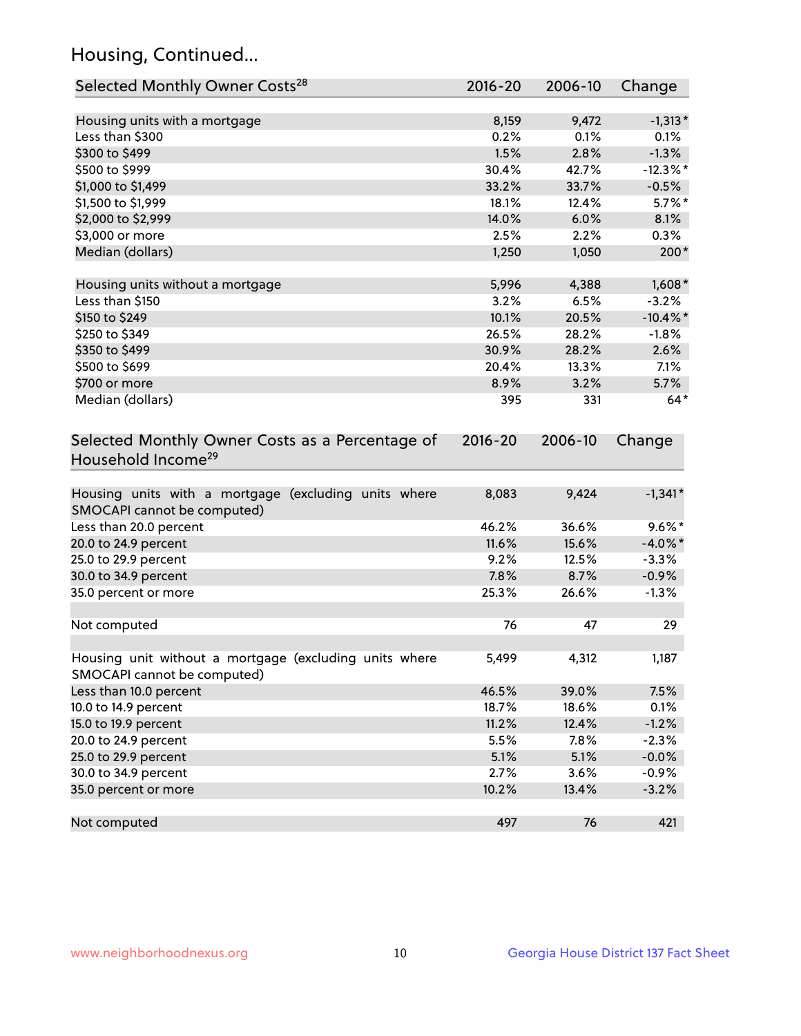## Housing, Continued...

| Selected Monthly Owner Costs[28] | 2016-20 | 2006-10 | Change |
|---|---|---|---|
| Housing units with a mortgage | 8,159 | 9,472 | -1,313* |
| Less than $300 | 0.2% | 0.1% | 0.1% |
| $300 to $499 | 1.5% | 2.8% | -1.3% |
| $500 to $999 | 30.4% | 42.7% | -12.3%* |
| $1,000 to $1,499 | 33.2% | 33.7% | -0.5% |
| $1,500 to $1,999 | 18.1% | 12.4% | 5.7%* |
| $2,000 to $2,999 | 14.0% | 6.0% | 8.1% |
| $3,000 or more | 2.5% | 2.2% | 0.3% |
| Median (dollars) | 1,250 | 1,050 | 200* |
| | | | |
| Housing units without a mortgage | 5,996 | 4,388 | 1,608* |
| Less than $150 | 3.2% | 6.5% | -3.2% |
| $150 to $249 | 10.1% | 20.5% | -10.4%* |
| $250 to $349 | 26.5% | 28.2% | -1.8% |
| $350 to $499 | 30.9% | 28.2% | 2.6% |
| $500 to $699 | 20.4% | 13.3% | 7.1% |
| $700 or more | 8.9% | 3.2% | 5.7% |
| Median (dollars) | 395 | 331 | 64* |

| Selected Monthly Owner Costs as a Percentage of Household Income[29] | 2016-20 | 2006-10 | Change |
|---|---|---|---|
| Housing units with a mortgage (excluding units where SMOCAPI cannot be computed) | 8,083 | 9,424 | -1,341* |
| Less than 20.0 percent | 46.2% | 36.6% | 9.6%* |
| 20.0 to 24.9 percent | 11.6% | 15.6% | -4.0%* |
| 25.0 to 29.9 percent | 9.2% | 12.5% | -3.3% |
| 30.0 to 34.9 percent | 7.8% | 8.7% | -0.9% |
| 35.0 percent or more | 25.3% | 26.6% | -1.3% |
| | | | |
| Not computed | 76 | 47 | 29 |
| | | | |
| Housing unit without a mortgage (excluding units where SMOCAPI cannot be computed) | 5,499 | 4,312 | 1,187 |
| Less than 10.0 percent | 46.5% | 39.0% | 7.5% |
| 10.0 to 14.9 percent | 18.7% | 18.6% | 0.1% |
| 15.0 to 19.9 percent | 11.2% | 12.4% | -1.2% |
| 20.0 to 24.9 percent | 5.5% | 7.8% | -2.3% |
| 25.0 to 29.9 percent | 5.1% | 5.1% | -0.0% |
| 30.0 to 34.9 percent | 2.7% | 3.6% | -0.9% |
| 35.0 percent or more | 10.2% | 13.4% | -3.2% |
| | | | |
| Not computed | 497 | 76 | 421 |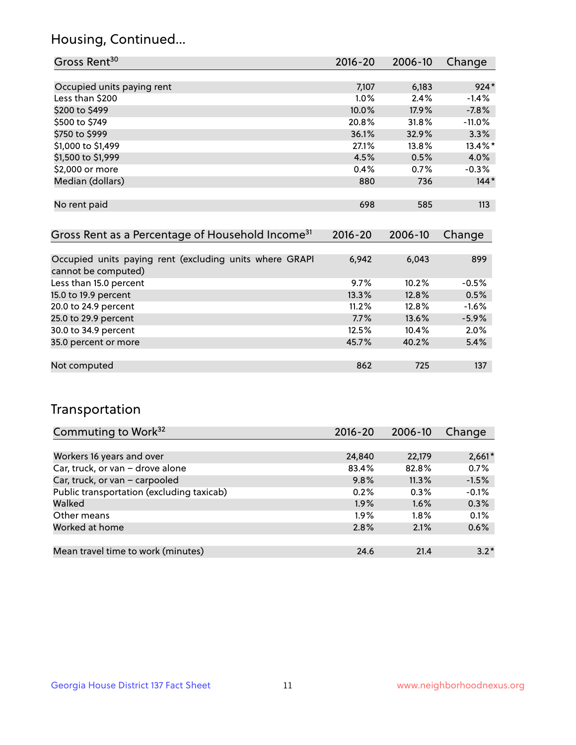## Housing, Continued...

| Gross Rent[30] | 2016-20 | 2006-10 | Change |
|---|---|---|---|
| Occupied units paying rent | 7,107 | 6,183 | 924* |
| Less than $200 | 1.0% | 2.4% | -1.4% |
| $200 to $499 | 10.0% | 17.9% | -7.8% |
| $500 to $749 | 20.8% | 31.8% | -11.0% |
| $750 to $999 | 36.1% | 32.9% | 3.3% |
| $1,000 to $1,499 | 27.1% | 13.8% | 13.4%* |
| $1,500 to $1,999 | 4.5% | 0.5% | 4.0% |
| $2,000 or more | 0.4% | 0.7% | -0.3% |
| Median (dollars) | 880 | 736 | 144* |
| No rent paid | 698 | 585 | 113 |

| Gross Rent as a Percentage of Household Income[31] | 2016-20 | 2006-10 | Change |
|---|---|---|---|
| Occupied units paying rent (excluding units where GRAPI cannot be computed) | 6,942 | 6,043 | 899 |
| Less than 15.0 percent | 9.7% | 10.2% | -0.5% |
| 15.0 to 19.9 percent | 13.3% | 12.8% | 0.5% |
| 20.0 to 24.9 percent | 11.2% | 12.8% | -1.6% |
| 25.0 to 29.9 percent | 7.7% | 13.6% | -5.9% |
| 30.0 to 34.9 percent | 12.5% | 10.4% | 2.0% |
| 35.0 percent or more | 45.7% | 40.2% | 5.4% |
| Not computed | 862 | 725 | 137 |

## Transportation

| Commuting to Work[32] | 2016-20 | 2006-10 | Change |
|---|---|---|---|
| Workers 16 years and over | 24,840 | 22,179 | 2,661* |
| Car, truck, or van – drove alone | 83.4% | 82.8% | 0.7% |
| Car, truck, or van – carpooled | 9.8% | 11.3% | -1.5% |
| Public transportation (excluding taxicab) | 0.2% | 0.3% | -0.1% |
| Walked | 1.9% | 1.6% | 0.3% |
| Other means | 1.9% | 1.8% | 0.1% |
| Worked at home | 2.8% | 2.1% | 0.6% |
| Mean travel time to work (minutes) | 24.6 | 21.4 | 3.2* |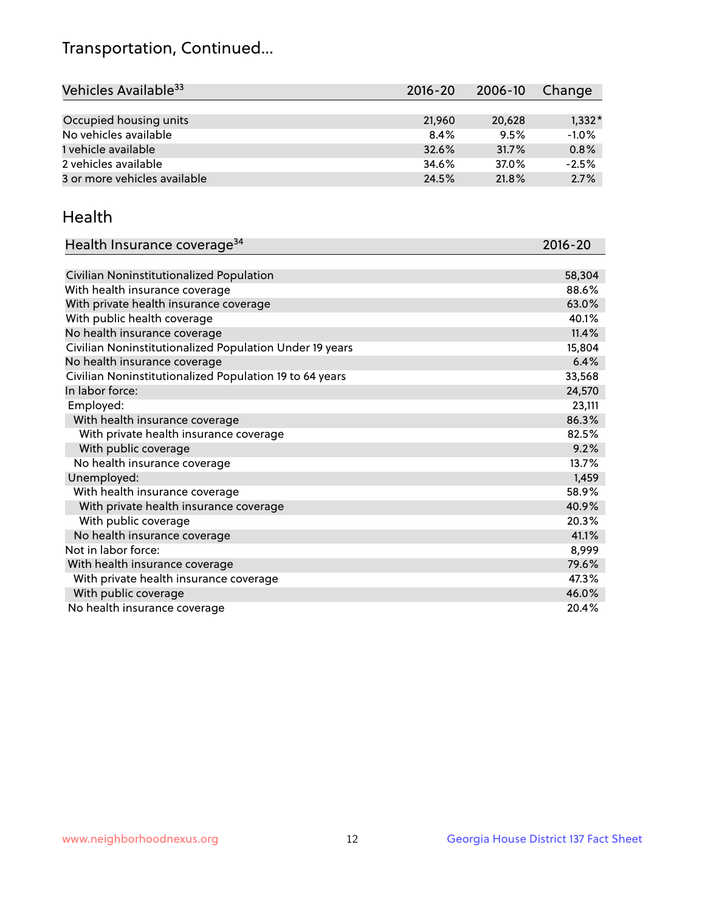## Transportation, Continued...

| Vehicles Available[33] | 2016-20 | 2006-10 | Change |
|---|---|---|---|
| Occupied housing units | 21,960 | 20,628 | 1,332* |
| No vehicles available | 8.4% | 9.5% | -1.0% |
| 1 vehicle available | 32.6% | 31.7% | 0.8% |
| 2 vehicles available | 34.6% | 37.0% | -2.5% |
| 3 or more vehicles available | 24.5% | 21.8% | 2.7% |

## Health

| Health Insurance coverage[34] | 2016-20 |
|---|---|
| Civilian Noninstitutionalized Population | 58,304 |
| With health insurance coverage | 88.6% |
| With private health insurance coverage | 63.0% |
| With public health coverage | 40.1% |
| No health insurance coverage | 11.4% |
| Civilian Noninstitutionalized Population Under 19 years | 15,804 |
| No health insurance coverage | 6.4% |
| Civilian Noninstitutionalized Population 19 to 64 years | 33,568 |
| In labor force: | 24,570 |
| Employed: | 23,111 |
| With health insurance coverage | 86.3% |
| With private health insurance coverage | 82.5% |
| With public coverage | 9.2% |
| No health insurance coverage | 13.7% |
| Unemployed: | 1,459 |
| With health insurance coverage | 58.9% |
| With private health insurance coverage | 40.9% |
| With public coverage | 20.3% |
| No health insurance coverage | 41.1% |
| Not in labor force: | 8,999 |
| With health insurance coverage | 79.6% |
| With private health insurance coverage | 47.3% |
| With public coverage | 46.0% |
| No health insurance coverage | 20.4% |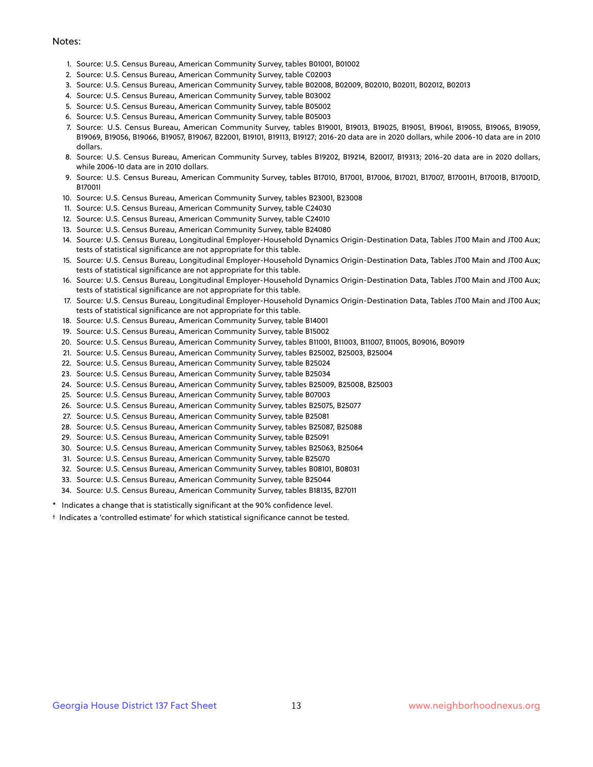Notes:

1. Source: U.S. Census Bureau, American Community Survey, tables B01001, B01002
2. Source: U.S. Census Bureau, American Community Survey, table C02003
3. Source: U.S. Census Bureau, American Community Survey, table B02008, B02009, B02010, B02011, B02012, B02013
4. Source: U.S. Census Bureau, American Community Survey, table B03002
5. Source: U.S. Census Bureau, American Community Survey, table B05002
6. Source: U.S. Census Bureau, American Community Survey, table B05003
7. Source: U.S. Census Bureau, American Community Survey, tables B19001, B19013, B19025, B19051, B19061, B19055, B19065, B19059, B19069, B19056, B19066, B19057, B19067, B22001, B19101, B19113, B19127; 2016-20 data are in 2020 dollars, while 2006-10 data are in 2010 dollars.
8. Source: U.S. Census Bureau, American Community Survey, tables B19202, B19214, B20017, B19313; 2016-20 data are in 2020 dollars, while 2006-10 data are in 2010 dollars.
9. Source: U.S. Census Bureau, American Community Survey, tables B17010, B17001, B17006, B17021, B17007, B17001H, B17001B, B17001D, B17001I
10. Source: U.S. Census Bureau, American Community Survey, tables B23001, B23008
11. Source: U.S. Census Bureau, American Community Survey, table C24030
12. Source: U.S. Census Bureau, American Community Survey, table C24010
13. Source: U.S. Census Bureau, American Community Survey, table B24080
14. Source: U.S. Census Bureau, Longitudinal Employer-Household Dynamics Origin-Destination Data, Tables JT00 Main and JT00 Aux; tests of statistical significance are not appropriate for this table.
15. Source: U.S. Census Bureau, Longitudinal Employer-Household Dynamics Origin-Destination Data, Tables JT00 Main and JT00 Aux; tests of statistical significance are not appropriate for this table.
16. Source: U.S. Census Bureau, Longitudinal Employer-Household Dynamics Origin-Destination Data, Tables JT00 Main and JT00 Aux; tests of statistical significance are not appropriate for this table.
17. Source: U.S. Census Bureau, Longitudinal Employer-Household Dynamics Origin-Destination Data, Tables JT00 Main and JT00 Aux; tests of statistical significance are not appropriate for this table.
18. Source: U.S. Census Bureau, American Community Survey, table B14001
19. Source: U.S. Census Bureau, American Community Survey, table B15002
20. Source: U.S. Census Bureau, American Community Survey, tables B11001, B11003, B11007, B11005, B09016, B09019
21. Source: U.S. Census Bureau, American Community Survey, tables B25002, B25003, B25004
22. Source: U.S. Census Bureau, American Community Survey, table B25024
23. Source: U.S. Census Bureau, American Community Survey, table B25034
24. Source: U.S. Census Bureau, American Community Survey, tables B25009, B25008, B25003
25. Source: U.S. Census Bureau, American Community Survey, table B07003
26. Source: U.S. Census Bureau, American Community Survey, tables B25075, B25077
27. Source: U.S. Census Bureau, American Community Survey, table B25081
28. Source: U.S. Census Bureau, American Community Survey, tables B25087, B25088
29. Source: U.S. Census Bureau, American Community Survey, table B25091
30. Source: U.S. Census Bureau, American Community Survey, tables B25063, B25064
31. Source: U.S. Census Bureau, American Community Survey, table B25070
32. Source: U.S. Census Bureau, American Community Survey, tables B08101, B08031
33. Source: U.S. Census Bureau, American Community Survey, table B25044
34. Source: U.S. Census Bureau, American Community Survey, tables B18135, B27011

\* Indicates a change that is statistically significant at the 90% confidence level.

† Indicates a 'controlled estimate' for which statistical significance cannot be tested.